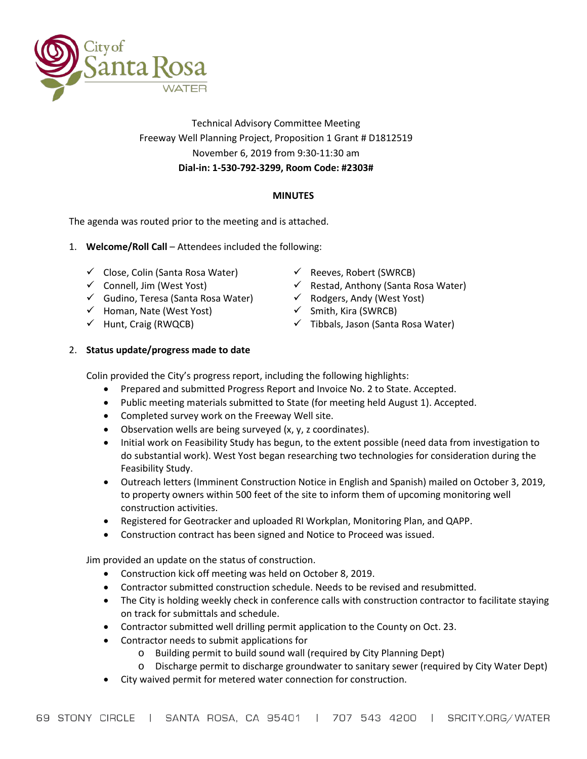City of Santa Rosa WATER

Technical Advisory Committee Meeting
Freeway Well Planning Project, Proposition 1 Grant # D1812519
November 6, 2019 from 9:30-11:30 am
**Dial-in: 1-530-792-3299, Room Code: #2303#**

**MINUTES**

The agenda was routed prior to the meeting and is attached.

1. **Welcome/Roll Call** – Attendees included the following:

   - ✓ Close, Colin (Santa Rosa Water)
   - ✓ Connell, Jim (West Yost)
   - ✓ Gudino, Teresa (Santa Rosa Water)
   - ✓ Homan, Nate (West Yost)
   - ✓ Hunt, Craig (RWQCB)
   - ✓ Reeves, Robert (SWRCB)
   - ✓ Restad, Anthony (Santa Rosa Water)
   - ✓ Rodgers, Andy (West Yost)
   - ✓ Smith, Kira (SWRCB)
   - ✓ Tibbals, Jason (Santa Rosa Water)

2. **Status update/progress made to date**

   Colin provided the City's progress report, including the following highlights:
   - Prepared and submitted Progress Report and Invoice No. 2 to State. Accepted.
   - Public meeting materials submitted to State (for meeting held August 1). Accepted.
   - Completed survey work on the Freeway Well site.
   - Observation wells are being surveyed (x, y, z coordinates).
   - Initial work on Feasibility Study has begun, to the extent possible (need data from investigation to do substantial work). West Yost began researching two technologies for consideration during the Feasibility Study.
   - Outreach letters (Imminent Construction Notice in English and Spanish) mailed on October 3, 2019, to property owners within 500 feet of the site to inform them of upcoming monitoring well construction activities.
   - Registered for Geotracker and uploaded RI Workplan, Monitoring Plan, and QAPP.
   - Construction contract has been signed and Notice to Proceed was issued.

   Jim provided an update on the status of construction.
   - Construction kick off meeting was held on October 8, 2019.
   - Contractor submitted construction schedule. Needs to be revised and resubmitted.
   - The City is holding weekly check in conference calls with construction contractor to facilitate staying on track for submittals and schedule.
   - Contractor submitted well drilling permit application to the County on Oct. 23.
   - Contractor needs to submit applications for
     - Building permit to build sound wall (required by City Planning Dept)
     - Discharge permit to discharge groundwater to sanitary sewer (required by City Water Dept)
   - City waived permit for metered water connection for construction.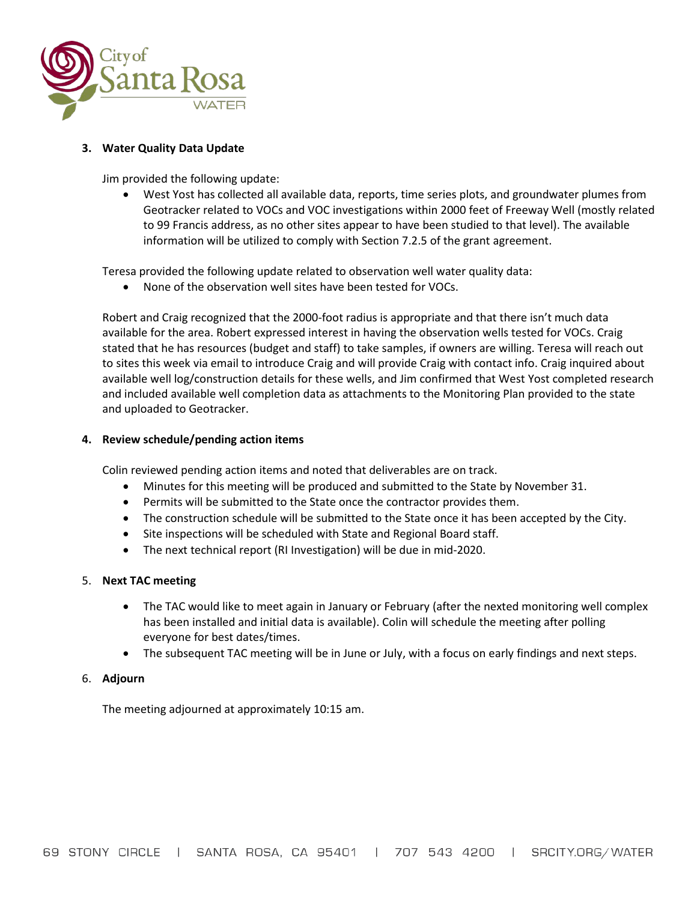3. **Water Quality Data Update**

   Jim provided the following update:

   - West Yost has collected all available data, reports, time series plots, and groundwater plumes from Geotracker related to VOCs and VOC investigations within 2000 feet of Freeway Well (mostly related to 99 Francis address, as no other sites appear to have been studied to that level). The available information will be utilized to comply with Section 7.2.5 of the grant agreement.

   Teresa provided the following update related to observation well water quality data:

   - None of the observation well sites have been tested for VOCs.

   Robert and Craig recognized that the 2000-foot radius is appropriate and that there isn't much data available for the area. Robert expressed interest in having the observation wells tested for VOCs. Craig stated that he has resources (budget and staff) to take samples, if owners are willing. Teresa will reach out to sites this week via email to introduce Craig and will provide Craig with contact info. Craig inquired about available well log/construction details for these wells, and Jim confirmed that West Yost completed research and included available well completion data as attachments to the Monitoring Plan provided to the state and uploaded to Geotracker.

4. **Review schedule/pending action items**

   Colin reviewed pending action items and noted that deliverables are on track.

   - Minutes for this meeting will be produced and submitted to the State by November 31.
   - Permits will be submitted to the State once the contractor provides them.
   - The construction schedule will be submitted to the State once it has been accepted by the City.
   - Site inspections will be scheduled with State and Regional Board staff.
   - The next technical report (RI Investigation) will be due in mid-2020.

5. **Next TAC meeting**

   - The TAC would like to meet again in January or February (after the nexted monitoring well complex has been installed and initial data is available). Colin will schedule the meeting after polling everyone for best dates/times.
   - The subsequent TAC meeting will be in June or July, with a focus on early findings and next steps.

6. **Adjourn**

   The meeting adjourned at approximately 10:15 am.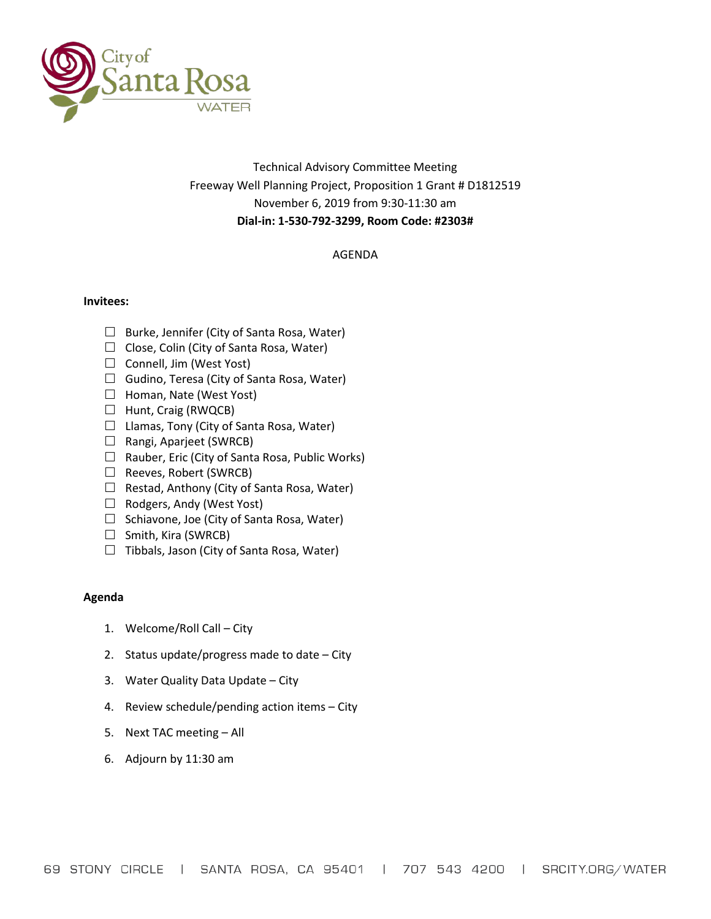City of Santa Rosa WATER

Technical Advisory Committee Meeting
Freeway Well Planning Project, Proposition 1 Grant # D1812519
November 6, 2019 from 9:30-11:30 am
**Dial-in: 1-530-792-3299, Room Code: #2303#**

AGENDA

**Invitees:**

- ☐ Burke, Jennifer (City of Santa Rosa, Water)
- ☐ Close, Colin (City of Santa Rosa, Water)
- ☐ Connell, Jim (West Yost)
- ☐ Gudino, Teresa (City of Santa Rosa, Water)
- ☐ Homan, Nate (West Yost)
- ☐ Hunt, Craig (RWQCB)
- ☐ Llamas, Tony (City of Santa Rosa, Water)
- ☐ Rangi, Aparjeet (SWRCB)
- ☐ Rauber, Eric (City of Santa Rosa, Public Works)
- ☐ Reeves, Robert (SWRCB)
- ☐ Restad, Anthony (City of Santa Rosa, Water)
- ☐ Rodgers, Andy (West Yost)
- ☐ Schiavone, Joe (City of Santa Rosa, Water)
- ☐ Smith, Kira (SWRCB)
- ☐ Tibbals, Jason (City of Santa Rosa, Water)

**Agenda**

1. Welcome/Roll Call – City
2. Status update/progress made to date – City
3. Water Quality Data Update – City
4. Review schedule/pending action items – City
5. Next TAC meeting – All
6. Adjourn by 11:30 am

69 STONY CIRCLE | SANTA ROSA, CA 95401 | 707 543 4200 | SRCITY.ORG/WATER